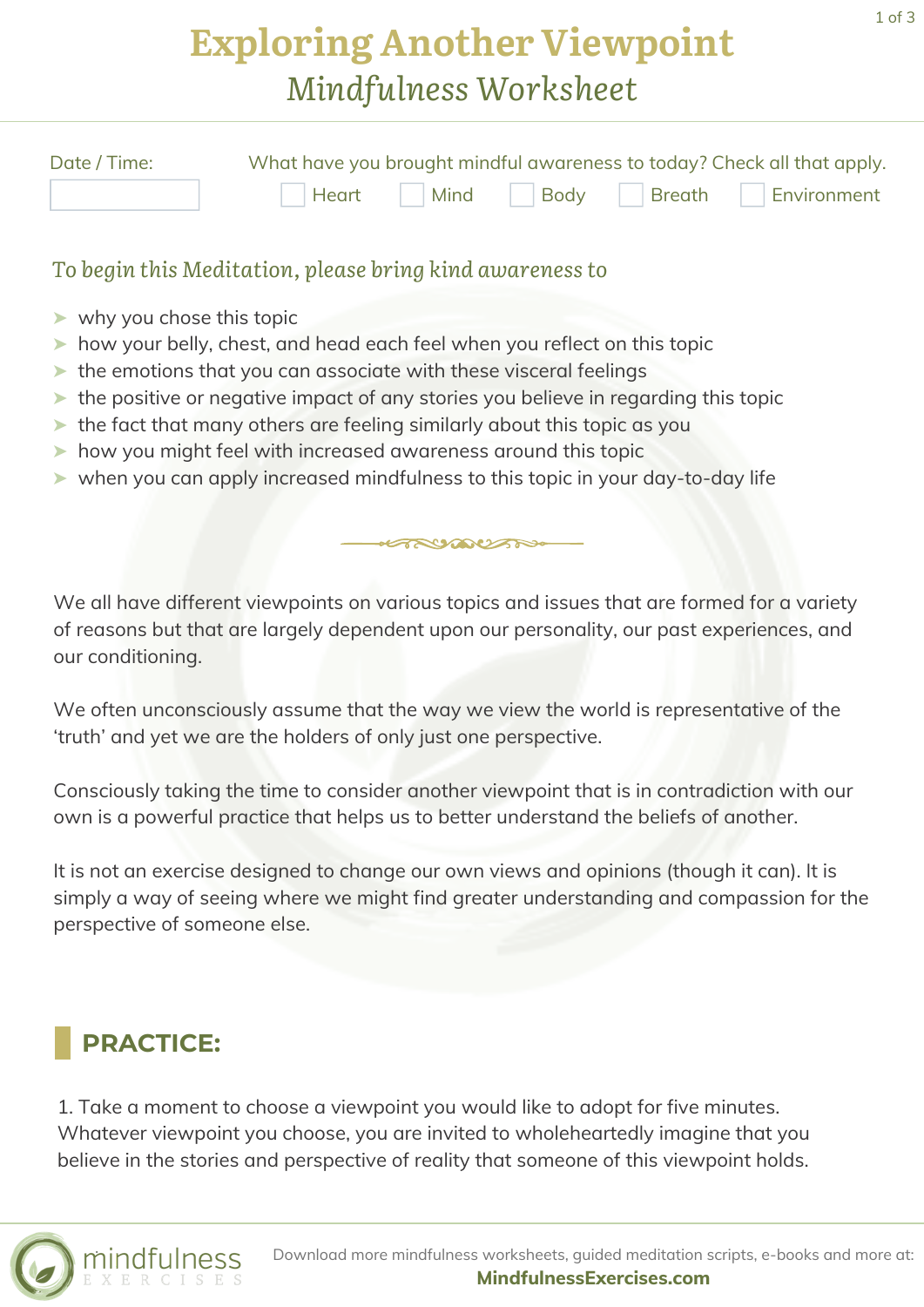# Exploring Another Viewpoint

## *Mindfulness Worksheet*

Date / Time: 

What have you brought mindful awareness to today? Check all that apply.

- [ ] Heart
- [ ] Mind
- [ ] Body
- [ ] Breath
- [ ] Environment

### *To begin this Meditation, please bring kind awareness to*

- why you chose this topic
- how your belly, chest, and head each feel when you reflect on this topic
- the emotions that you can associate with these visceral feelings
- the positive or negative impact of any stories you believe in regarding this topic
- the fact that many others are feeling similarly about this topic as you
- how you might feel with increased awareness around this topic
- when you can apply increased mindfulness to this topic in your day-to-day life

We all have different viewpoints on various topics and issues that are formed for a variety of reasons but that are largely dependent upon our personality, our past experiences, and our conditioning.

We often unconsciously assume that the way we view the world is representative of the 'truth' and yet we are the holders of only just one perspective.

Consciously taking the time to consider another viewpoint that is in contradiction with our own is a powerful practice that helps us to better understand the beliefs of another.

It is not an exercise designed to change our own views and opinions (though it can). It is simply a way of seeing where we might find greater understanding and compassion for the perspective of someone else.

## PRACTICE:

1. Take a moment to choose a viewpoint you would like to adopt for five minutes. Whatever viewpoint you choose, you are invited to wholeheartedly imagine that you believe in the stories and perspective of reality that someone of this viewpoint holds.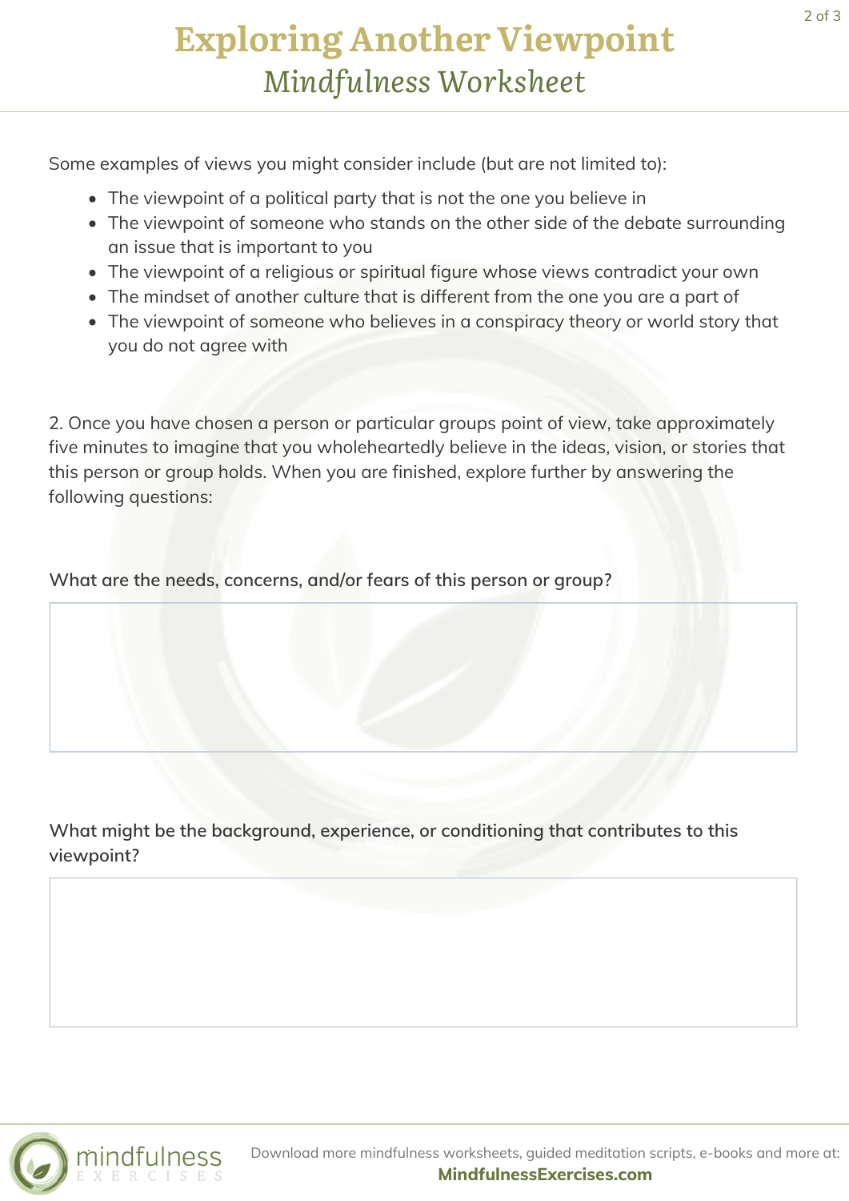# Exploring Another Viewpoint

## *Mindfulness Worksheet*

Some examples of views you might consider include (but are not limited to):

- The viewpoint of a political party that is not the one you believe in
- The viewpoint of someone who stands on the other side of the debate surrounding an issue that is important to you
- The viewpoint of a religious or spiritual figure whose views contradict your own
- The mindset of another culture that is different from the one you are a part of
- The viewpoint of someone who believes in a conspiracy theory or world story that you do not agree with

2. Once you have chosen a person or particular groups point of view, take approximately five minutes to imagine that you wholeheartedly believe in the ideas, vision, or stories that this person or group holds. When you are finished, explore further by answering the following questions:

**What are the needs, concerns, and/or fears of this person or group?**

**What might be the background, experience, or conditioning that contributes to this viewpoint?**

Download more mindfulness worksheets, guided meditation scripts, e-books and more at: **MindfulnessExercises.com**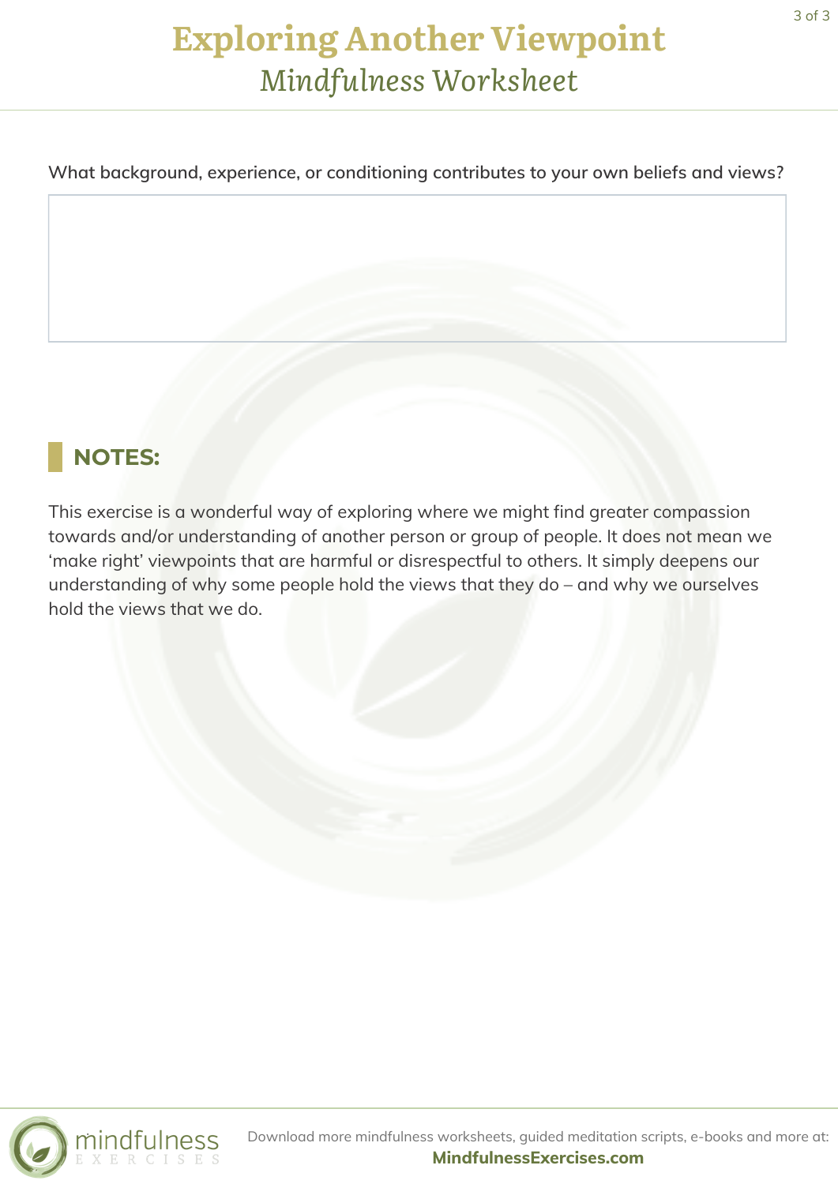What background, experience, or conditioning contributes to your own beliefs and views?

## NOTES:

This exercise is a wonderful way of exploring where we might find greater compassion towards and/or understanding of another person or group of people. It does not mean we 'make right' viewpoints that are harmful or disrespectful to others. It simply deepens our understanding of why some people hold the views that they do – and why we ourselves hold the views that we do.